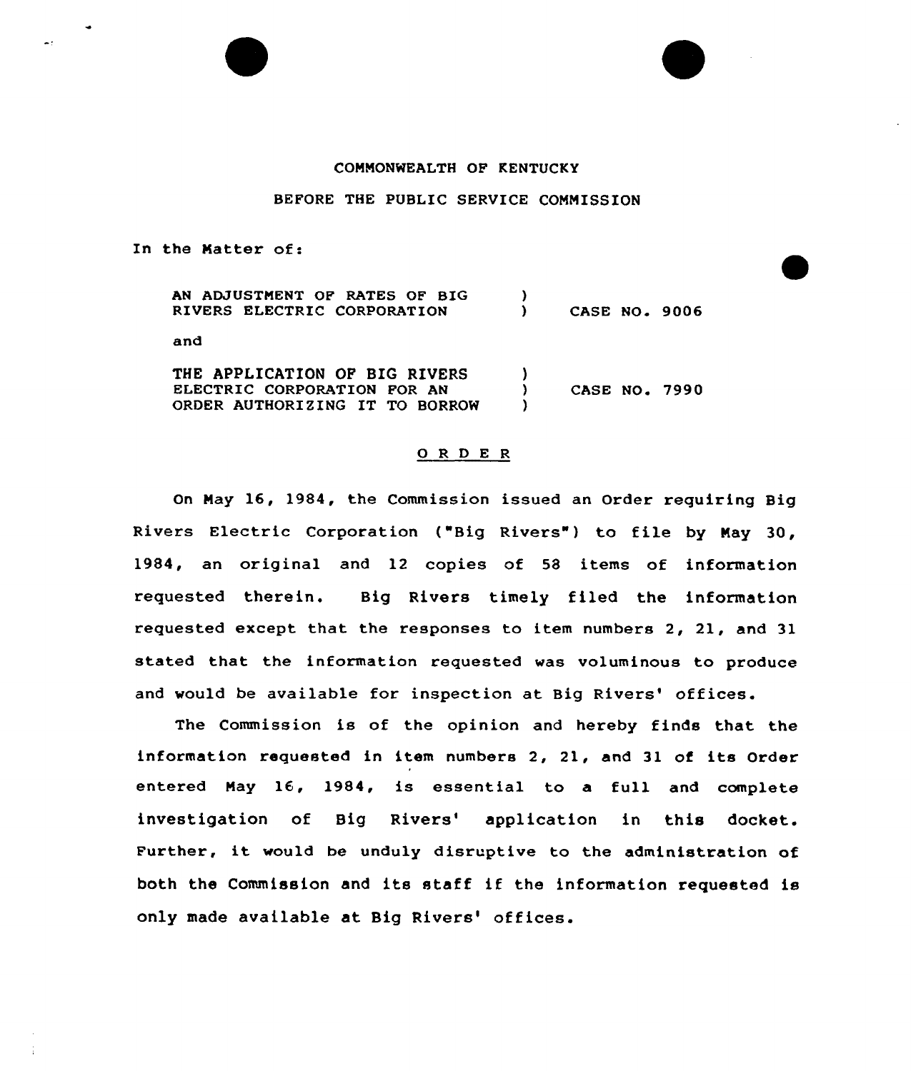COMMONWEALTH OF KENTUCKY

BEFORE THE PUBLIC SERVICE COMMISSION

In the Matter of:

| | | |
|---|---|---|
| AN ADJUSTMENT OF RATES OF BIG RIVERS ELECTRIC CORPORATION | ) ) | CASE NO. 9006 |
| and | | |
| THE APPLICATION OF BIG RIVERS ELECTRIC CORPORATION FOR AN ORDER AUTHORIZING IT TO BORROW | ) ) ) | CASE NO. 7990 |

## O R D E R

On May 16, 1984, the Commission issued an Order requiring Big Rivers Electric Corporation ("Big Rivers") to file by May 30, 1984, an original and 12 copies of 58 items of information requested therein. Big Rivers timely filed the information requested except that the responses to item numbers 2, 21, and 31 stated that the information requested was voluminous to produce and would be available for inspection at Big Rivers' offices.

The Commission is of the opinion and hereby finds that the information requested in item numbers 2, 21, and 31 of its Order entered May 16, 1984, is essential to a full and complete investigation of Big Rivers' application in this docket. Further, it would be unduly disruptive to the administration of both the Commission and its staff if the information requested is only made available at Big Rivers' offices.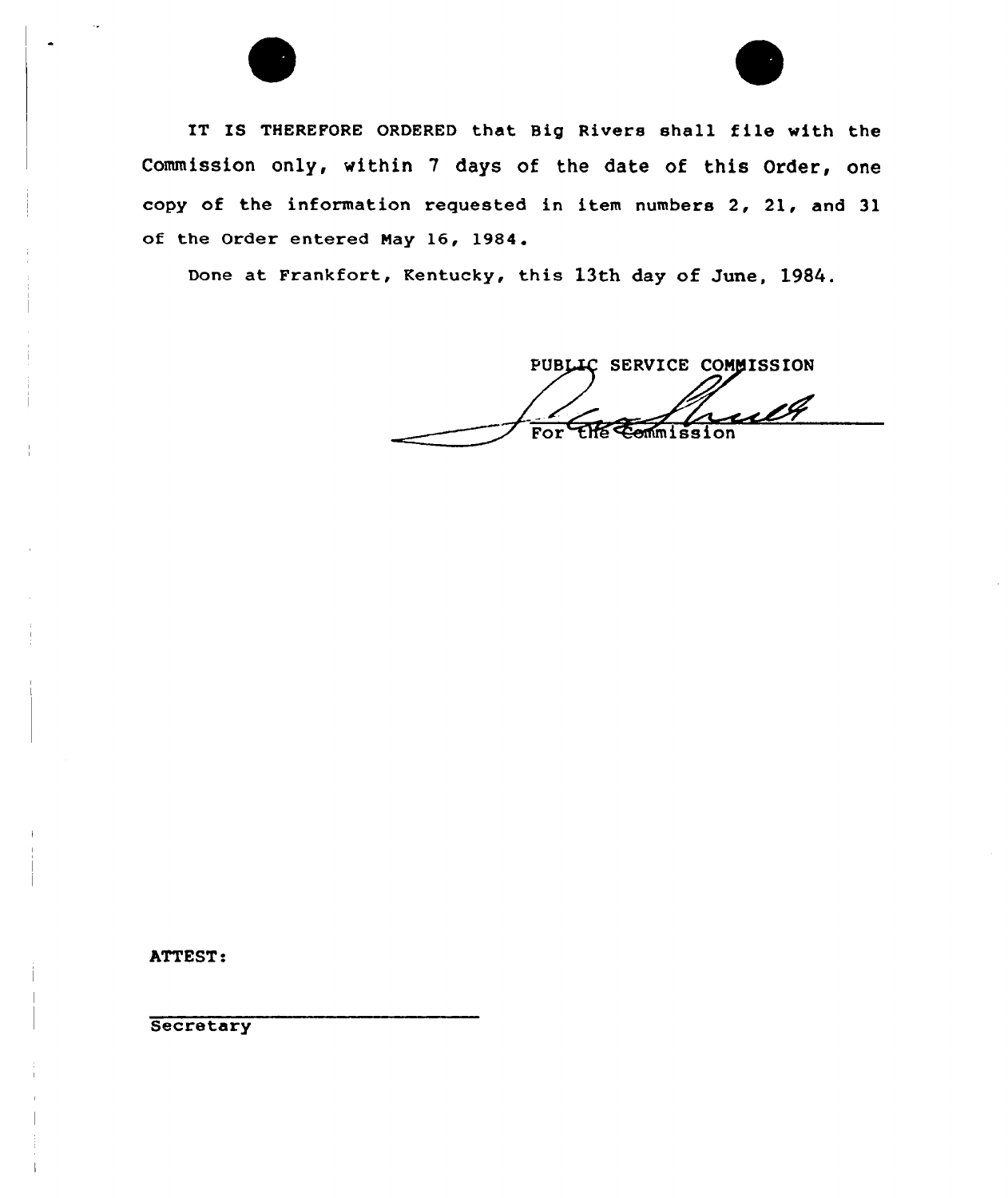IT IS THEREFORE ORDERED that Big Rivers shall file with the Commission only, within 7 days of the date of this Order, one copy of the information requested in item numbers 2, 21, and 31 of the Order entered May 16, 1984.

Done at Frankfort, Kentucky, this 13th day of June, 1984.

PUBLIC SERVICE COMMISSION

For the Commission

ATTEST:

Secretary